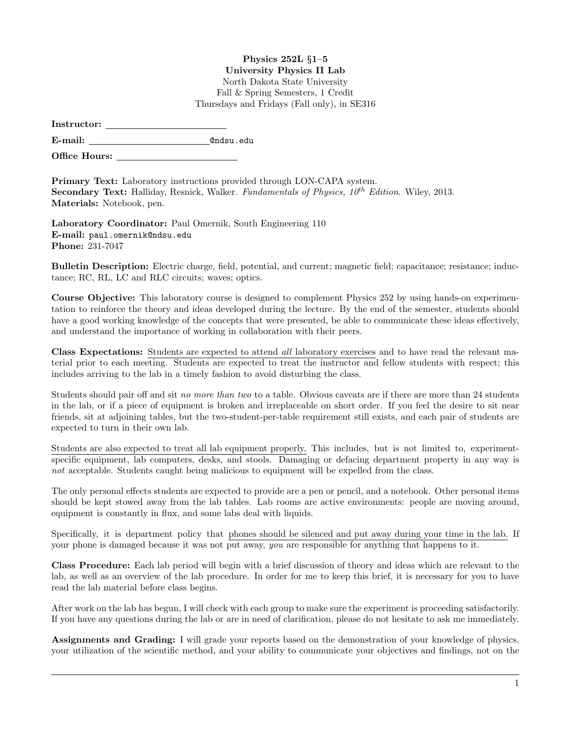**Physics 252L §1–5**
**University Physics II Lab**
North Dakota State University
Fall & Spring Semesters, 1 Credit
Thursdays and Fridays (Fall only), in SE316

**Instructor:** ____________________

**E-mail:** ____________________@ndsu.edu

**Office Hours:** ____________________

**Primary Text:** Laboratory instructions provided through LON-CAPA system.
**Secondary Text:** Halliday, Resnick, Walker. *Fundamentals of Physics, 10$^{th}$ Edition.* Wiley, 2013.
**Materials:** Notebook, pen.

**Laboratory Coordinator:** Paul Omernik, South Engineering 110
**E-mail:** paul.omernik@ndsu.edu
**Phone:** 231-7047

**Bulletin Description:** Electric charge, field, potential, and current; magnetic field; capacitance; resistance; inductance; RC, RL, LC and RLC circuits; waves; optics.

**Course Objective:** This laboratory course is designed to complement Physics 252 by using hands-on experimentation to reinforce the theory and ideas developed during the lecture. By the end of the semester, students should have a good working knowledge of the concepts that were presented, be able to communicate these ideas effectively, and understand the importance of working in collaboration with their peers.

**Class Expectations:** Students are expected to attend *all* laboratory exercises and to have read the relevant material prior to each meeting. Students are expected to treat the instructor and fellow students with respect; this includes arriving to the lab in a timely fashion to avoid disturbing the class.

Students should pair off and sit *no more than two* to a table. Obvious caveats are if there are more than 24 students in the lab, or if a piece of equipment is broken and irreplaceable on short order. If you feel the desire to sit near friends, sit at adjoining tables, but the two-student-per-table requirement still exists, and each pair of students are expected to turn in their own lab.

Students are also expected to treat all lab equipment properly. This includes, but is not limited to, experiment-specific equipment, lab computers, desks, and stools. Damaging or defacing department property in any way is *not* acceptable. Students caught being malicious to equipment will be expelled from the class.

The only personal effects students are expected to provide are a pen or pencil, and a notebook. Other personal items should be kept stowed away from the lab tables. Lab rooms are active environments: people are moving around, equipment is constantly in flux, and some labs deal with liquids.

Specifically, it is department policy that phones should be silenced and put away during your time in the lab. If your phone is damaged because it was not put away, *you* are responsible for anything that happens to it.

**Class Procedure:** Each lab period will begin with a brief discussion of theory and ideas which are relevant to the lab, as well as an overview of the lab procedure. In order for me to keep this brief, it is necessary for you to have read the lab material before class begins.

After work on the lab has begun, I will check with each group to make sure the experiment is proceeding satisfactorily. If you have any questions during the lab or are in need of clarification, please do not hesitate to ask me immediately.

**Assignments and Grading:** I will grade your reports based on the demonstration of your knowledge of physics, your utilization of the scientific method, and your ability to communicate your objectives and findings, not on the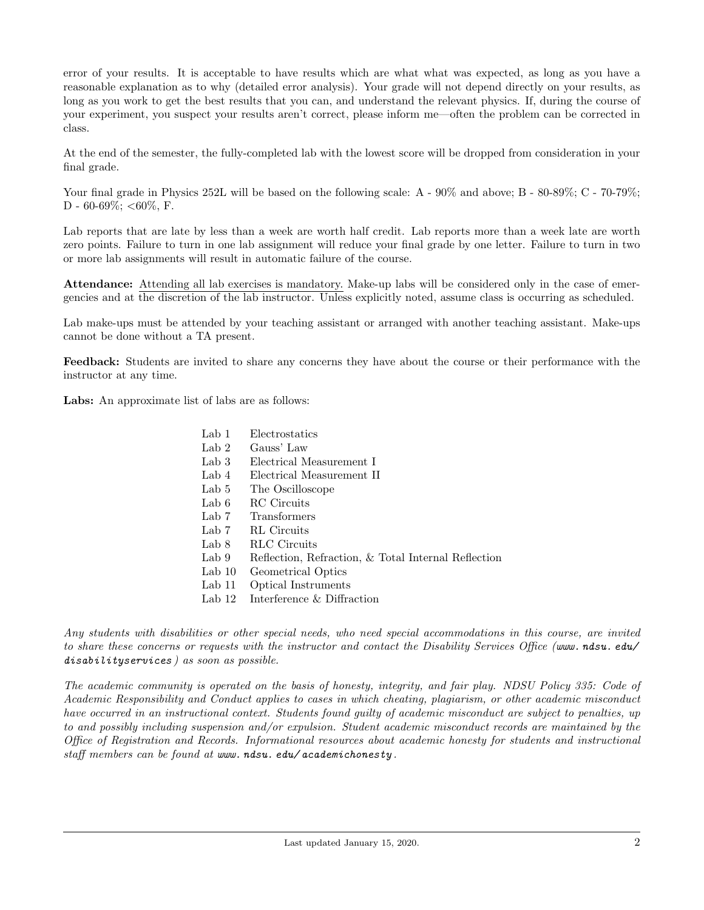error of your results. It is acceptable to have results which are what what was expected, as long as you have a reasonable explanation as to why (detailed error analysis). Your grade will not depend directly on your results, as long as you work to get the best results that you can, and understand the relevant physics. If, during the course of your experiment, you suspect your results aren't correct, please inform me—often the problem can be corrected in class.

At the end of the semester, the fully-completed lab with the lowest score will be dropped from consideration in your final grade.

Your final grade in Physics 252L will be based on the following scale: A - 90% and above; B - 80-89%; C - 70-79%; D - 60-69%; <60%, F.

Lab reports that are late by less than a week are worth half credit. Lab reports more than a week late are worth zero points. Failure to turn in one lab assignment will reduce your final grade by one letter. Failure to turn in two or more lab assignments will result in automatic failure of the course.

**Attendance:** Attending all lab exercises is mandatory. Make-up labs will be considered only in the case of emergencies and at the discretion of the lab instructor. Unless explicitly noted, assume class is occurring as scheduled.

Lab make-ups must be attended by your teaching assistant or arranged with another teaching assistant. Make-ups cannot be done without a TA present.

**Feedback:** Students are invited to share any concerns they have about the course or their performance with the instructor at any time.

**Labs:** An approximate list of labs are as follows:

| | |
|---|---|
| Lab 1 | Electrostatics |
| Lab 2 | Gauss' Law |
| Lab 3 | Electrical Measurement I |
| Lab 4 | Electrical Measurement II |
| Lab 5 | The Oscilloscope |
| Lab 6 | RC Circuits |
| Lab 7 | Transformers |
| Lab 7 | RL Circuits |
| Lab 8 | RLC Circuits |
| Lab 9 | Reflection, Refraction, & Total Internal Reflection |
| Lab 10 | Geometrical Optics |
| Lab 11 | Optical Instruments |
| Lab 12 | Interference & Diffraction |

*Any students with disabilities or other special needs, who need special accommodations in this course, are invited to share these concerns or requests with the instructor and contact the Disability Services Office (www.ndsu.edu/disabilityservices) as soon as possible.*

*The academic community is operated on the basis of honesty, integrity, and fair play. NDSU Policy 335: Code of Academic Responsibility and Conduct applies to cases in which cheating, plagiarism, or other academic misconduct have occurred in an instructional context. Students found guilty of academic misconduct are subject to penalties, up to and possibly including suspension and/or expulsion. Student academic misconduct records are maintained by the Office of Registration and Records. Informational resources about academic honesty for students and instructional staff members can be found at www.ndsu.edu/academichonesty.*

Last updated January 15, 2020.